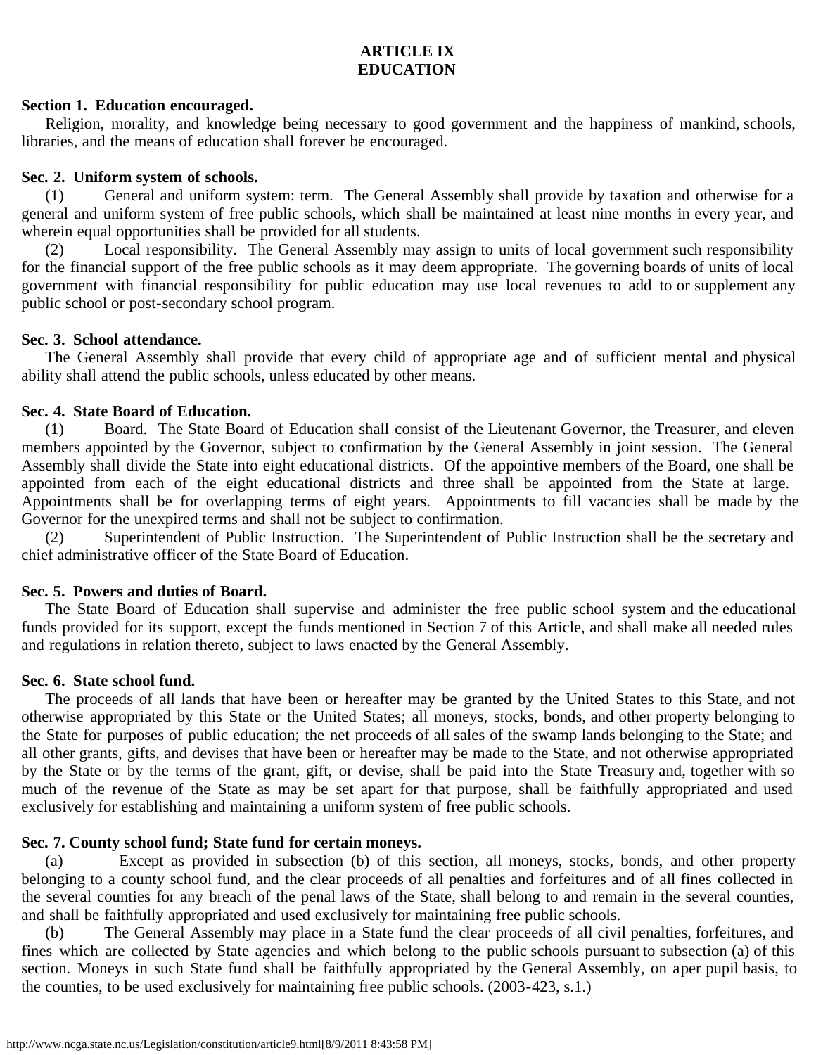# ARTICLE IX
# EDUCATION

**Section 1. Education encouraged.**

Religion, morality, and knowledge being necessary to good government and the happiness of mankind, schools, libraries, and the means of education shall forever be encouraged.

**Sec. 2. Uniform system of schools.**

(1) General and uniform system: term. The General Assembly shall provide by taxation and otherwise for a general and uniform system of free public schools, which shall be maintained at least nine months in every year, and wherein equal opportunities shall be provided for all students.

(2) Local responsibility. The General Assembly may assign to units of local government such responsibility for the financial support of the free public schools as it may deem appropriate. The governing boards of units of local government with financial responsibility for public education may use local revenues to add to or supplement any public school or post-secondary school program.

**Sec. 3. School attendance.**

The General Assembly shall provide that every child of appropriate age and of sufficient mental and physical ability shall attend the public schools, unless educated by other means.

**Sec. 4. State Board of Education.**

(1) Board. The State Board of Education shall consist of the Lieutenant Governor, the Treasurer, and eleven members appointed by the Governor, subject to confirmation by the General Assembly in joint session. The General Assembly shall divide the State into eight educational districts. Of the appointive members of the Board, one shall be appointed from each of the eight educational districts and three shall be appointed from the State at large. Appointments shall be for overlapping terms of eight years. Appointments to fill vacancies shall be made by the Governor for the unexpired terms and shall not be subject to confirmation.

(2) Superintendent of Public Instruction. The Superintendent of Public Instruction shall be the secretary and chief administrative officer of the State Board of Education.

**Sec. 5. Powers and duties of Board.**

The State Board of Education shall supervise and administer the free public school system and the educational funds provided for its support, except the funds mentioned in Section 7 of this Article, and shall make all needed rules and regulations in relation thereto, subject to laws enacted by the General Assembly.

**Sec. 6. State school fund.**

The proceeds of all lands that have been or hereafter may be granted by the United States to this State, and not otherwise appropriated by this State or the United States; all moneys, stocks, bonds, and other property belonging to the State for purposes of public education; the net proceeds of all sales of the swamp lands belonging to the State; and all other grants, gifts, and devises that have been or hereafter may be made to the State, and not otherwise appropriated by the State or by the terms of the grant, gift, or devise, shall be paid into the State Treasury and, together with so much of the revenue of the State as may be set apart for that purpose, shall be faithfully appropriated and used exclusively for establishing and maintaining a uniform system of free public schools.

**Sec. 7. County school fund; State fund for certain moneys.**

(a) Except as provided in subsection (b) of this section, all moneys, stocks, bonds, and other property belonging to a county school fund, and the clear proceeds of all penalties and forfeitures and of all fines collected in the several counties for any breach of the penal laws of the State, shall belong to and remain in the several counties, and shall be faithfully appropriated and used exclusively for maintaining free public schools.

(b) The General Assembly may place in a State fund the clear proceeds of all civil penalties, forfeitures, and fines which are collected by State agencies and which belong to the public schools pursuant to subsection (a) of this section. Moneys in such State fund shall be faithfully appropriated by the General Assembly, on aper pupil basis, to the counties, to be used exclusively for maintaining free public schools. (2003-423, s.1.)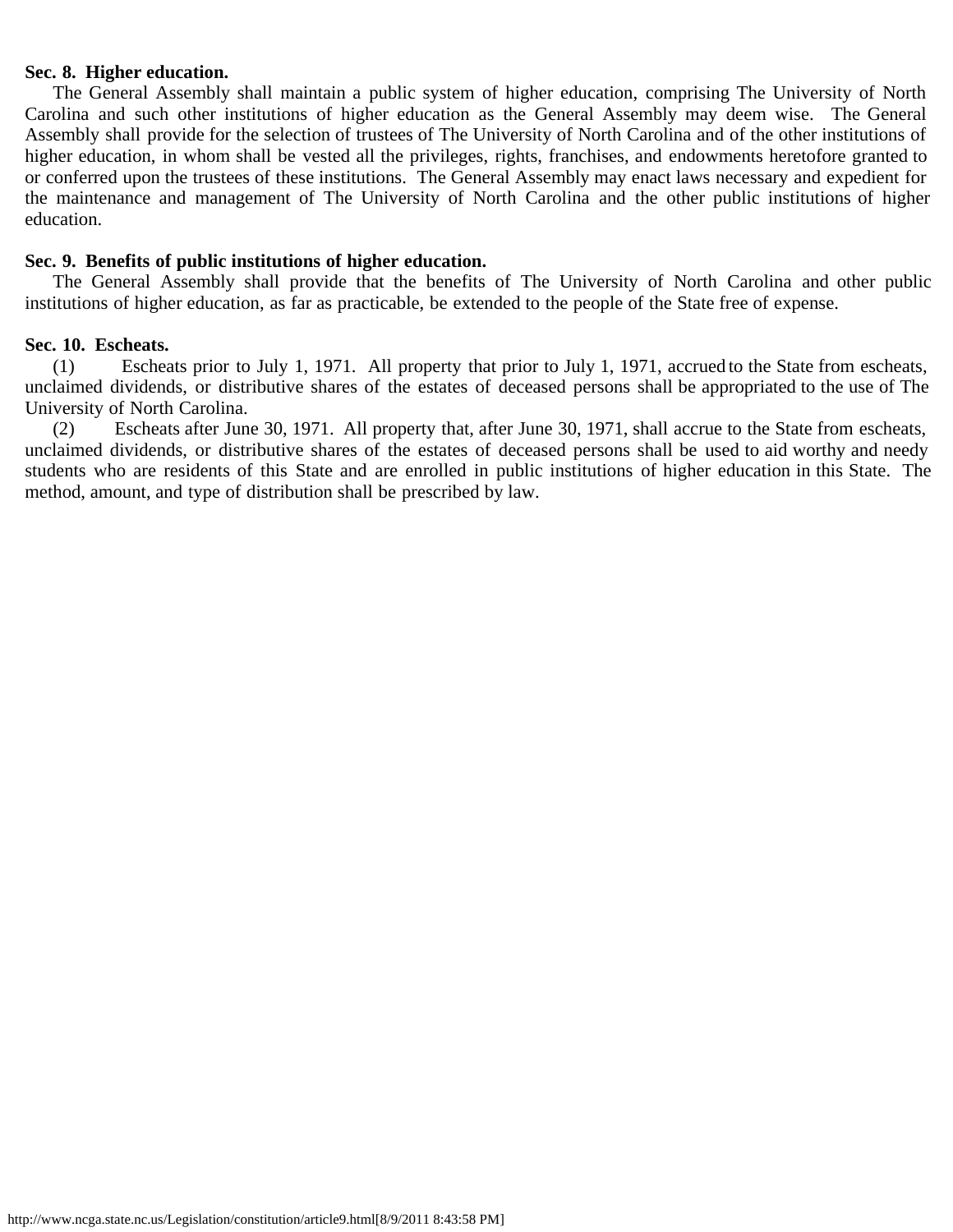**Sec. 8. Higher education.**

The General Assembly shall maintain a public system of higher education, comprising The University of North Carolina and such other institutions of higher education as the General Assembly may deem wise. The General Assembly shall provide for the selection of trustees of The University of North Carolina and of the other institutions of higher education, in whom shall be vested all the privileges, rights, franchises, and endowments heretofore granted to or conferred upon the trustees of these institutions. The General Assembly may enact laws necessary and expedient for the maintenance and management of The University of North Carolina and the other public institutions of higher education.

**Sec. 9. Benefits of public institutions of higher education.**

The General Assembly shall provide that the benefits of The University of North Carolina and other public institutions of higher education, as far as practicable, be extended to the people of the State free of expense.

**Sec. 10. Escheats.**

(1) Escheats prior to July 1, 1971. All property that prior to July 1, 1971, accrued to the State from escheats, unclaimed dividends, or distributive shares of the estates of deceased persons shall be appropriated to the use of The University of North Carolina.

(2) Escheats after June 30, 1971. All property that, after June 30, 1971, shall accrue to the State from escheats, unclaimed dividends, or distributive shares of the estates of deceased persons shall be used to aid worthy and needy students who are residents of this State and are enrolled in public institutions of higher education in this State. The method, amount, and type of distribution shall be prescribed by law.